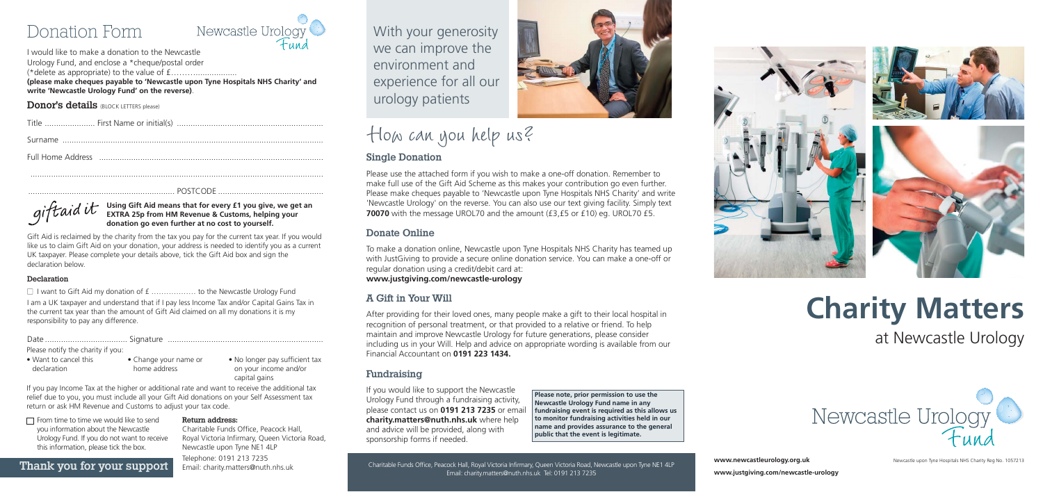# Donation Form

Newcastle Urology Fund

I would like to make a donation to the Newcastle Urology Fund, and enclose a *cheque/postal order (*delete as appropriate) to the value of £…….….................
**(please make cheques payable to 'Newcastle upon Tyne Hospitals NHS Charity' and write 'Newcastle Urology Fund' on the reverse)**.

## Donor's details (BLOCK LETTERS please)

Title ...................... First Name or initial(s) ...............................................................

Surname ..................................................................................................................

Full Home Address ...................................................................................................

..................................................................................................................................

................................................................ POSTCODE ...............................................

giftaid it **Using Gift Aid means that for every £1 you give, we get an EXTRA 25p from HM Revenue & Customs, helping your donation go even further at no cost to yourself.**

Gift Aid is reclaimed by the charity from the tax you pay for the current tax year. If you would like us to claim Gift Aid on your donation, your address is needed to identify you as a current UK taxpayer. Please complete your details above, tick the Gift Aid box and sign the declaration below.

### Declaration

☐ I want to Gift Aid my donation of £ ……………… to the Newcastle Urology Fund

I am a UK taxpayer and understand that if I pay less Income Tax and/or Capital Gains Tax in the current tax year than the amount of Gift Aid claimed on all my donations it is my responsibility to pay any difference.

Date .................................... Signature ...................................................................

Please notify the charity if you:

- Want to cancel this declaration
- Change your name or home address
- No longer pay sufficient tax on your income and/or capital gains

If you pay Income Tax at the higher or additional rate and want to receive the additional tax relief due to you, you must include all your Gift Aid donations on your Self Assessment tax return or ask HM Revenue and Customs to adjust your tax code.

☐ From time to time we would like to send you information about the Newcastle Urology Fund. If you do not want to receive this information, please tick the box.

**Return address:**
Charitable Funds Office, Peacock Hall, Royal Victoria Infirmary, Queen Victoria Road, Newcastle upon Tyne NE1 4LP
Telephone: 0191 213 7235
Email: charity.matters@nuth.nhs.uk

**Thank you for your support**

With your generosity we can improve the environment and experience for all our urology patients

# How can you help us?

## Single Donation

Please use the attached form if you wish to make a one-off donation. Remember to make full use of the Gift Aid Scheme as this makes your contribution go even further. Please make cheques payable to 'Newcastle upon Tyne Hospitals NHS Charity' and write 'Newcastle Urology' on the reverse. You can also use our text giving facility. Simply text **70070** with the message UROL70 and the amount (£3,£5 or £10) eg. UROL70 £5.

## Donate Online

To make a donation online, Newcastle upon Tyne Hospitals NHS Charity has teamed up with JustGiving to provide a secure online donation service. You can make a one-off or regular donation using a credit/debit card at:
**www.justgiving.com/newcastle-urology**

## A Gift in Your Will

After providing for their loved ones, many people make a gift to their local hospital in recognition of personal treatment, or that provided to a relative or friend. To help maintain and improve Newcastle Urology for future generations, please consider including us in your Will. Help and advice on appropriate wording is available from our Financial Accountant on **0191 223 1434.**

## Fundraising

If you would like to support the Newcastle Urology Fund through a fundraising activity, please contact us on **0191 213 7235** or email **charity.matters@nuth.nhs.uk** where help and advice will be provided, along with sponsorship forms if needed.

**Please note, prior permission to use the Newcastle Urology Fund name in any fundraising event is required as this allows us to monitor fundraising activities held in our name and provides assurance to the general public that the event is legitimate.**

Charitable Funds Office, Peacock Hall, Royal Victoria Infirmary, Queen Victoria Road, Newcastle upon Tyne NE1 4LP
Email: charity.matters@nuth.nhs.uk Tel: 0191 213 7235

# Charity Matters

## at Newcastle Urology

Newcastle Urology Fund

**www.newcastleurology.org.uk**
**www.justgiving.com/newcastle-urology**

Newcastle upon Tyne Hospitals NHS Charity Reg No. 1057213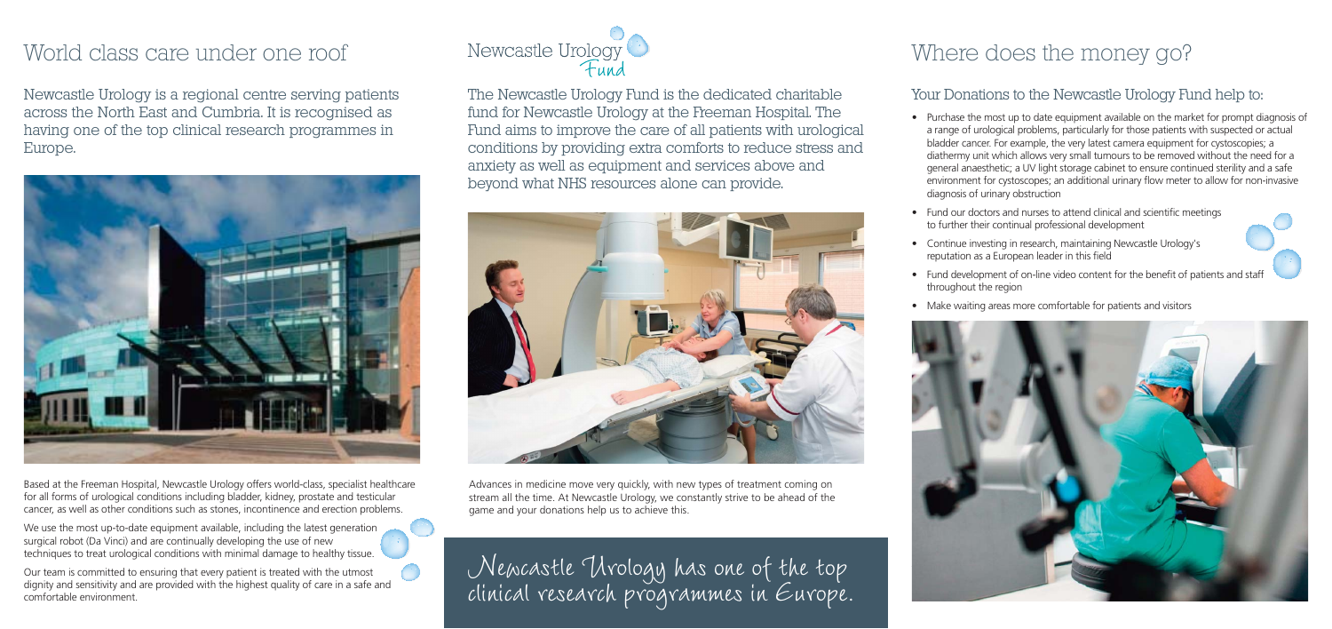## World class care under one roof

Newcastle Urology is a regional centre serving patients across the North East and Cumbria. It is recognised as having one of the top clinical research programmes in Europe.

Based at the Freeman Hospital, Newcastle Urology offers world-class, specialist healthcare for all forms of urological conditions including bladder, kidney, prostate and testicular cancer, as well as other conditions such as stones, incontinence and erection problems.

We use the most up-to-date equipment available, including the latest generation surgical robot (Da Vinci) and are continually developing the use of new techniques to treat urological conditions with minimal damage to healthy tissue.

Our team is committed to ensuring that every patient is treated with the utmost dignity and sensitivity and are provided with the highest quality of care in a safe and comfortable environment.

## Newcastle Urology Fund

The Newcastle Urology Fund is the dedicated charitable fund for Newcastle Urology at the Freeman Hospital. The Fund aims to improve the care of all patients with urological conditions by providing extra comforts to reduce stress and anxiety as well as equipment and services above and beyond what NHS resources alone can provide.

Advances in medicine move very quickly, with new types of treatment coming on stream all the time. At Newcastle Urology, we constantly strive to be ahead of the game and your donations help us to achieve this.

*Newcastle Urology has one of the top clinical research programmes in Europe.*

## Where does the money go?

### Your Donations to the Newcastle Urology Fund help to:

- Purchase the most up to date equipment available on the market for prompt diagnosis of a range of urological problems, particularly for those patients with suspected or actual bladder cancer. For example, the very latest camera equipment for cystoscopies; a diathermy unit which allows very small tumours to be removed without the need for a general anaesthetic; a UV light storage cabinet to ensure continued sterility and a safe environment for cystoscopes; an additional urinary flow meter to allow for non-invasive diagnosis of urinary obstruction
- Fund our doctors and nurses to attend clinical and scientific meetings to further their continual professional development
- Continue investing in research, maintaining Newcastle Urology's reputation as a European leader in this field
- Fund development of on-line video content for the benefit of patients and staff throughout the region
- Make waiting areas more comfortable for patients and visitors